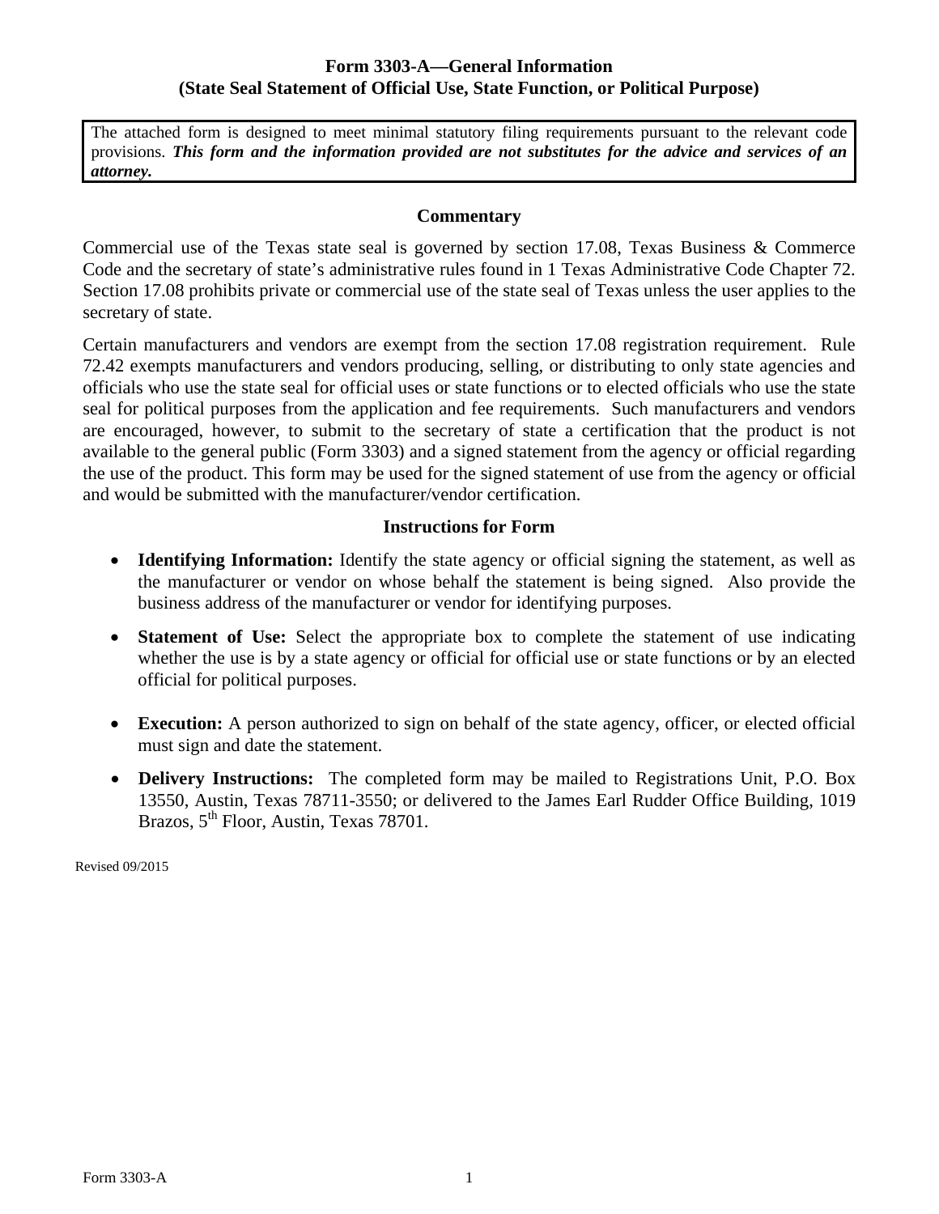# Form 3303-A—General Information
## (State Seal Statement of Official Use, State Function, or Political Purpose)

The attached form is designed to meet minimal statutory filing requirements pursuant to the relevant code provisions. ***This form and the information provided are not substitutes for the advice and services of an attorney.***

### Commentary

Commercial use of the Texas state seal is governed by section 17.08, Texas Business & Commerce Code and the secretary of state's administrative rules found in 1 Texas Administrative Code Chapter 72. Section 17.08 prohibits private or commercial use of the state seal of Texas unless the user applies to the secretary of state.

Certain manufacturers and vendors are exempt from the section 17.08 registration requirement. Rule 72.42 exempts manufacturers and vendors producing, selling, or distributing to only state agencies and officials who use the state seal for official uses or state functions or to elected officials who use the state seal for political purposes from the application and fee requirements. Such manufacturers and vendors are encouraged, however, to submit to the secretary of state a certification that the product is not available to the general public (Form 3303) and a signed statement from the agency or official regarding the use of the product. This form may be used for the signed statement of use from the agency or official and would be submitted with the manufacturer/vendor certification.

### Instructions for Form

- **Identifying Information:** Identify the state agency or official signing the statement, as well as the manufacturer or vendor on whose behalf the statement is being signed. Also provide the business address of the manufacturer or vendor for identifying purposes.
- **Statement of Use:** Select the appropriate box to complete the statement of use indicating whether the use is by a state agency or official for official use or state functions or by an elected official for political purposes.
- **Execution:** A person authorized to sign on behalf of the state agency, officer, or elected official must sign and date the statement.
- **Delivery Instructions:** The completed form may be mailed to Registrations Unit, P.O. Box 13550, Austin, Texas 78711-3550; or delivered to the James Earl Rudder Office Building, 1019 Brazos, 5th Floor, Austin, Texas 78701.

Revised 09/2015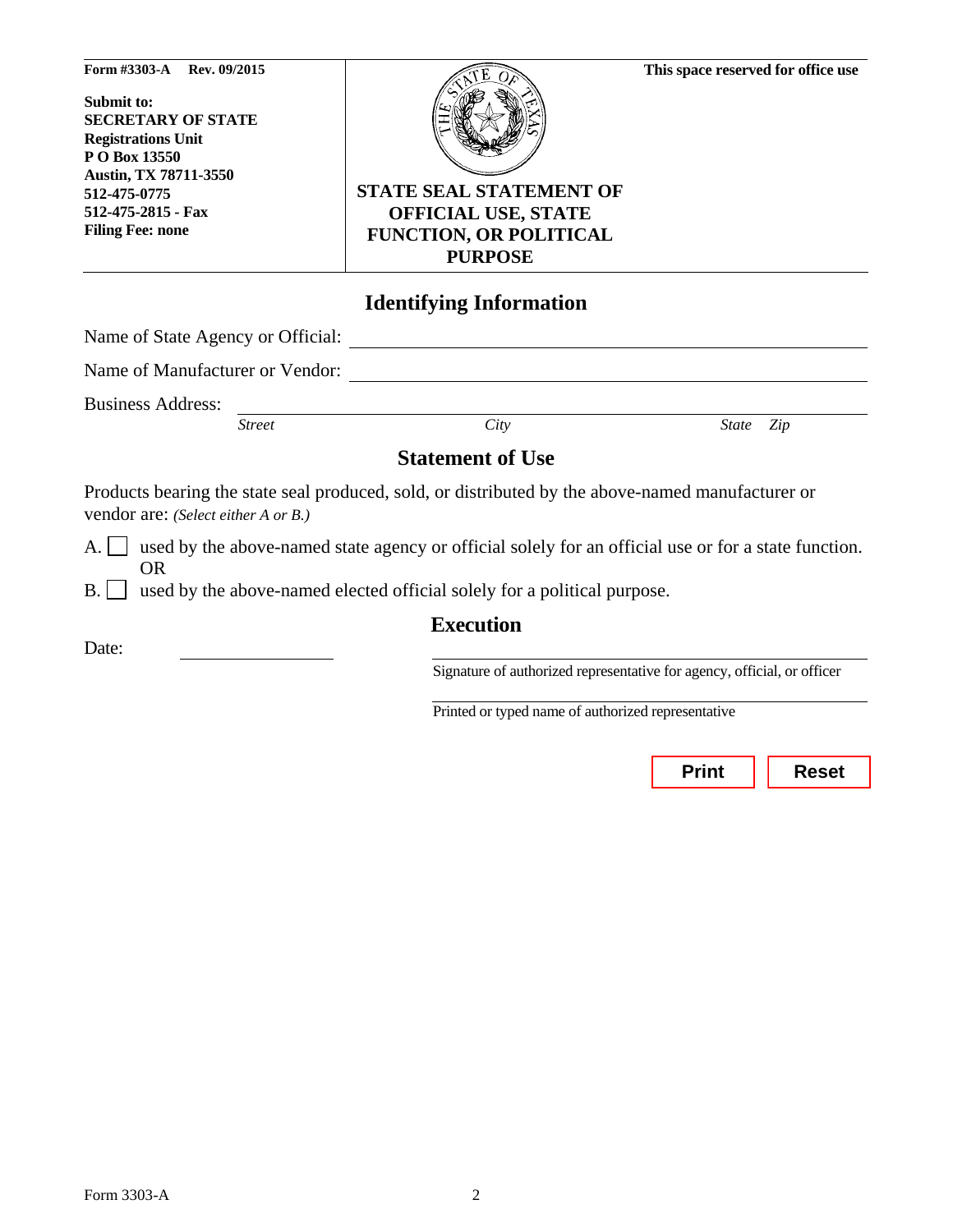**Form #3303-A Rev. 09/2015**

**Submit to:**
**SECRETARY OF STATE**
**Registrations Unit**
**P O Box 13550**
**Austin, TX 78711-3550**
**512-475-0775**
**512-475-2815 - Fax**
**Filing Fee: none**

**This space reserved for office use**

# STATE SEAL STATEMENT OF OFFICIAL USE, STATE FUNCTION, OR POLITICAL PURPOSE

## Identifying Information

Name of State Agency or Official: ______________________________

Name of Manufacturer or Vendor: ______________________________

Business Address: ______________________________
*Street* *City* *State* *Zip*

## Statement of Use

Products bearing the state seal produced, sold, or distributed by the above-named manufacturer or vendor are: *(Select either A or B.)*

A. ☐ used by the above-named state agency or official solely for an official use or for a state function.
OR

B. ☐ used by the above-named elected official solely for a political purpose.

## Execution

Date: ____________

______________________________
Signature of authorized representative for agency, official, or officer

______________________________
Printed or typed name of authorized representative

Print Reset

Form 3303-A